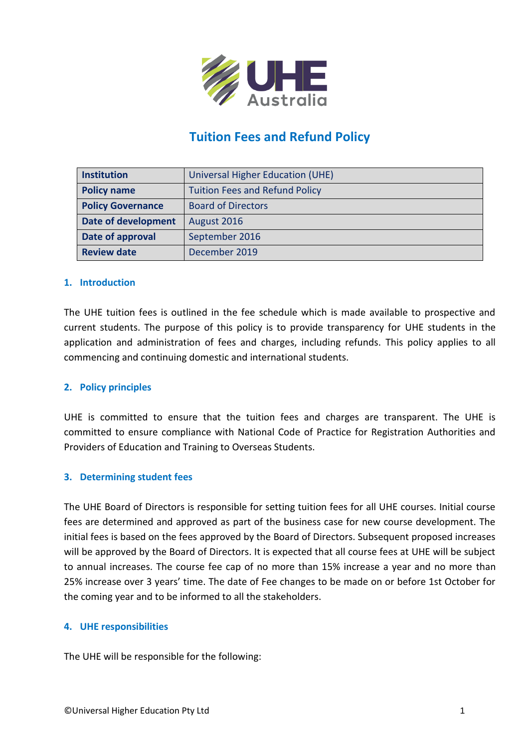# Tuition Fees and Refund Policy

| Institution | Universal Higher Education (UHE) |
|---|---|
| Policy name | Tuition Fees and Refund Policy |
| Policy Governance | Board of Directors |
| Date of development | August 2016 |
| Date of approval | September 2016 |
| Review date | December 2019 |

## 1. Introduction

The UHE tuition fees is outlined in the fee schedule which is made available to prospective and current students. The purpose of this policy is to provide transparency for UHE students in the application and administration of fees and charges, including refunds. This policy applies to all commencing and continuing domestic and international students.

## 2. Policy principles

UHE is committed to ensure that the tuition fees and charges are transparent. The UHE is committed to ensure compliance with National Code of Practice for Registration Authorities and Providers of Education and Training to Overseas Students.

## 3. Determining student fees

The UHE Board of Directors is responsible for setting tuition fees for all UHE courses. Initial course fees are determined and approved as part of the business case for new course development. The initial fees is based on the fees approved by the Board of Directors. Subsequent proposed increases will be approved by the Board of Directors. It is expected that all course fees at UHE will be subject to annual increases. The course fee cap of no more than 15% increase a year and no more than 25% increase over 3 years' time. The date of Fee changes to be made on or before 1st October for the coming year and to be informed to all the stakeholders.

## 4. UHE responsibilities

The UHE will be responsible for the following: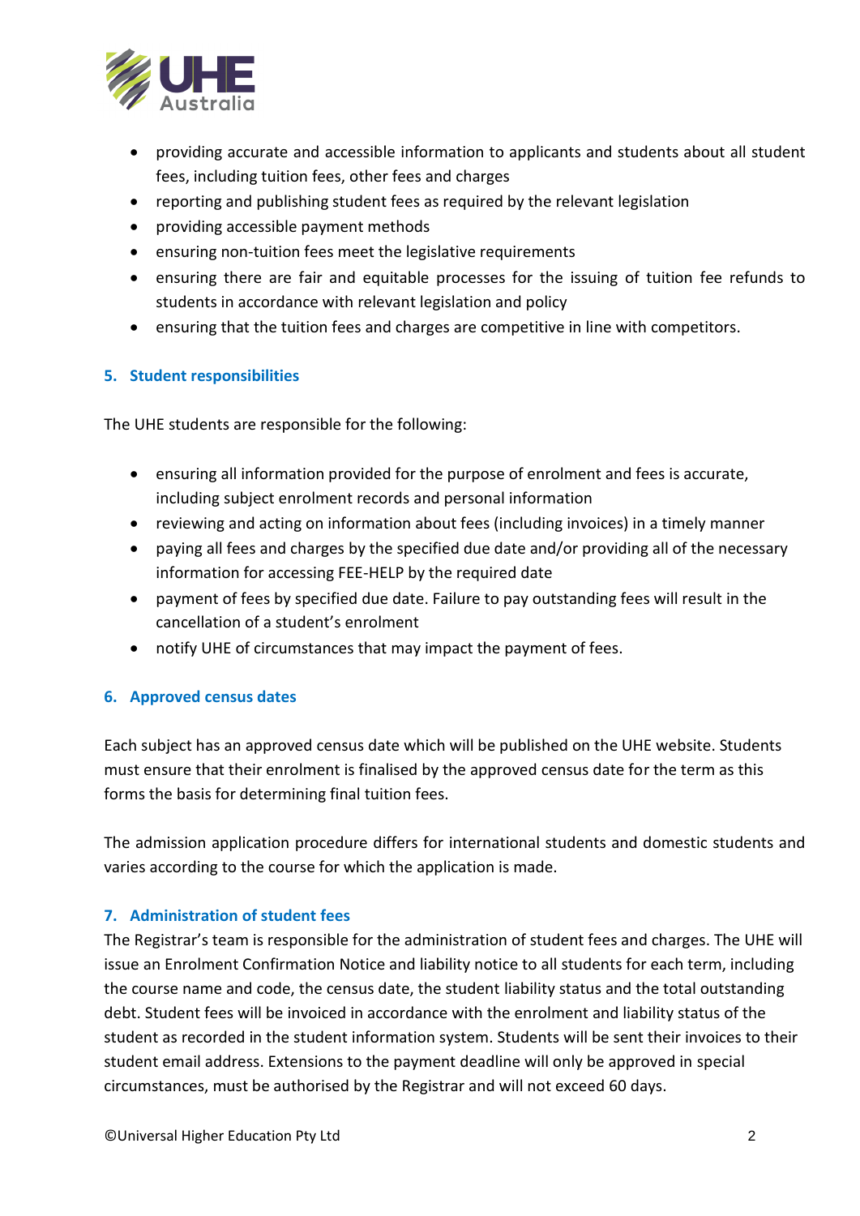- providing accurate and accessible information to applicants and students about all student fees, including tuition fees, other fees and charges
- reporting and publishing student fees as required by the relevant legislation
- providing accessible payment methods
- ensuring non-tuition fees meet the legislative requirements
- ensuring there are fair and equitable processes for the issuing of tuition fee refunds to students in accordance with relevant legislation and policy
- ensuring that the tuition fees and charges are competitive in line with competitors.

## 5. Student responsibilities

The UHE students are responsible for the following:

- ensuring all information provided for the purpose of enrolment and fees is accurate, including subject enrolment records and personal information
- reviewing and acting on information about fees (including invoices) in a timely manner
- paying all fees and charges by the specified due date and/or providing all of the necessary information for accessing FEE-HELP by the required date
- payment of fees by specified due date. Failure to pay outstanding fees will result in the cancellation of a student's enrolment
- notify UHE of circumstances that may impact the payment of fees.

## 6. Approved census dates

Each subject has an approved census date which will be published on the UHE website. Students must ensure that their enrolment is finalised by the approved census date for the term as this forms the basis for determining final tuition fees.

The admission application procedure differs for international students and domestic students and varies according to the course for which the application is made.

## 7. Administration of student fees

The Registrar's team is responsible for the administration of student fees and charges. The UHE will issue an Enrolment Confirmation Notice and liability notice to all students for each term, including the course name and code, the census date, the student liability status and the total outstanding debt. Student fees will be invoiced in accordance with the enrolment and liability status of the student as recorded in the student information system. Students will be sent their invoices to their student email address. Extensions to the payment deadline will only be approved in special circumstances, must be authorised by the Registrar and will not exceed 60 days.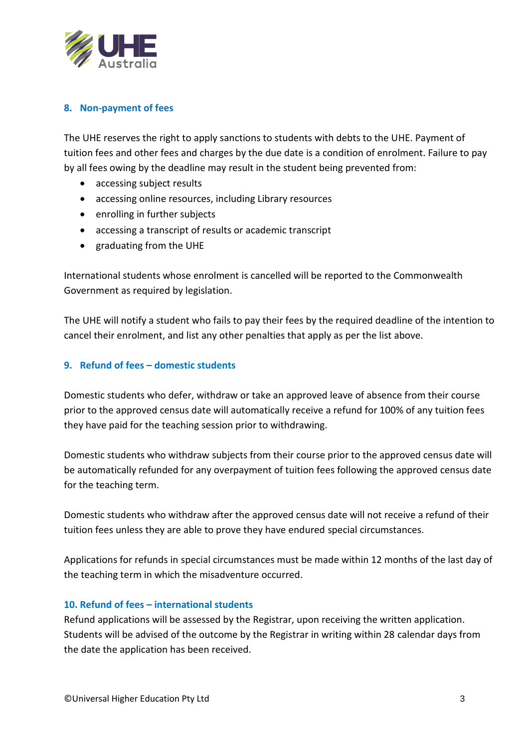## 8. Non-payment of fees

The UHE reserves the right to apply sanctions to students with debts to the UHE. Payment of tuition fees and other fees and charges by the due date is a condition of enrolment. Failure to pay by all fees owing by the deadline may result in the student being prevented from:

- accessing subject results
- accessing online resources, including Library resources
- enrolling in further subjects
- accessing a transcript of results or academic transcript
- graduating from the UHE

International students whose enrolment is cancelled will be reported to the Commonwealth Government as required by legislation.

The UHE will notify a student who fails to pay their fees by the required deadline of the intention to cancel their enrolment, and list any other penalties that apply as per the list above.

## 9. Refund of fees – domestic students

Domestic students who defer, withdraw or take an approved leave of absence from their course prior to the approved census date will automatically receive a refund for 100% of any tuition fees they have paid for the teaching session prior to withdrawing.

Domestic students who withdraw subjects from their course prior to the approved census date will be automatically refunded for any overpayment of tuition fees following the approved census date for the teaching term.

Domestic students who withdraw after the approved census date will not receive a refund of their tuition fees unless they are able to prove they have endured special circumstances.

Applications for refunds in special circumstances must be made within 12 months of the last day of the teaching term in which the misadventure occurred.

## 10. Refund of fees – international students

Refund applications will be assessed by the Registrar, upon receiving the written application. Students will be advised of the outcome by the Registrar in writing within 28 calendar days from the date the application has been received.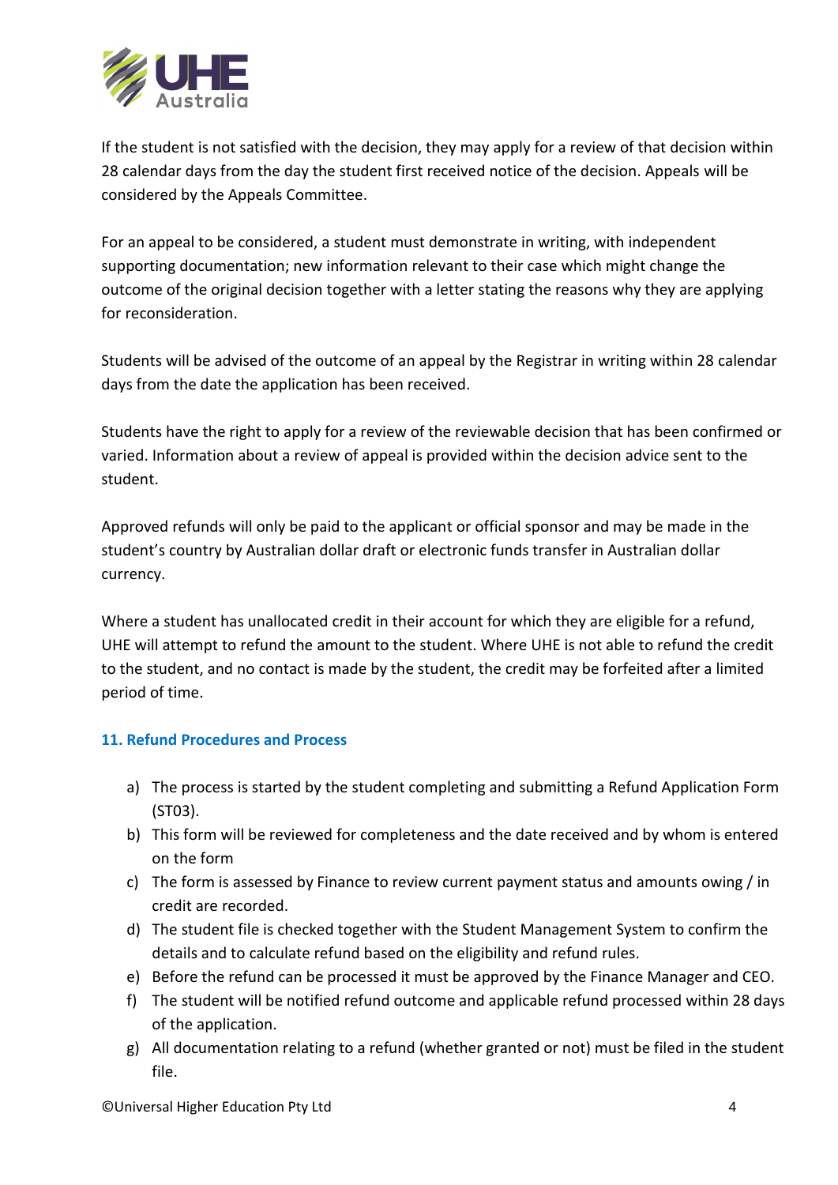If the student is not satisfied with the decision, they may apply for a review of that decision within 28 calendar days from the day the student first received notice of the decision. Appeals will be considered by the Appeals Committee.

For an appeal to be considered, a student must demonstrate in writing, with independent supporting documentation; new information relevant to their case which might change the outcome of the original decision together with a letter stating the reasons why they are applying for reconsideration.

Students will be advised of the outcome of an appeal by the Registrar in writing within 28 calendar days from the date the application has been received.

Students have the right to apply for a review of the reviewable decision that has been confirmed or varied. Information about a review of appeal is provided within the decision advice sent to the student.

Approved refunds will only be paid to the applicant or official sponsor and may be made in the student's country by Australian dollar draft or electronic funds transfer in Australian dollar currency.

Where a student has unallocated credit in their account for which they are eligible for a refund, UHE will attempt to refund the amount to the student. Where UHE is not able to refund the credit to the student, and no contact is made by the student, the credit may be forfeited after a limited period of time.

## 11. Refund Procedures and Process

a) The process is started by the student completing and submitting a Refund Application Form (ST03).
b) This form will be reviewed for completeness and the date received and by whom is entered on the form
c) The form is assessed by Finance to review current payment status and amounts owing / in credit are recorded.
d) The student file is checked together with the Student Management System to confirm the details and to calculate refund based on the eligibility and refund rules.
e) Before the refund can be processed it must be approved by the Finance Manager and CEO.
f) The student will be notified refund outcome and applicable refund processed within 28 days of the application.
g) All documentation relating to a refund (whether granted or not) must be filed in the student file.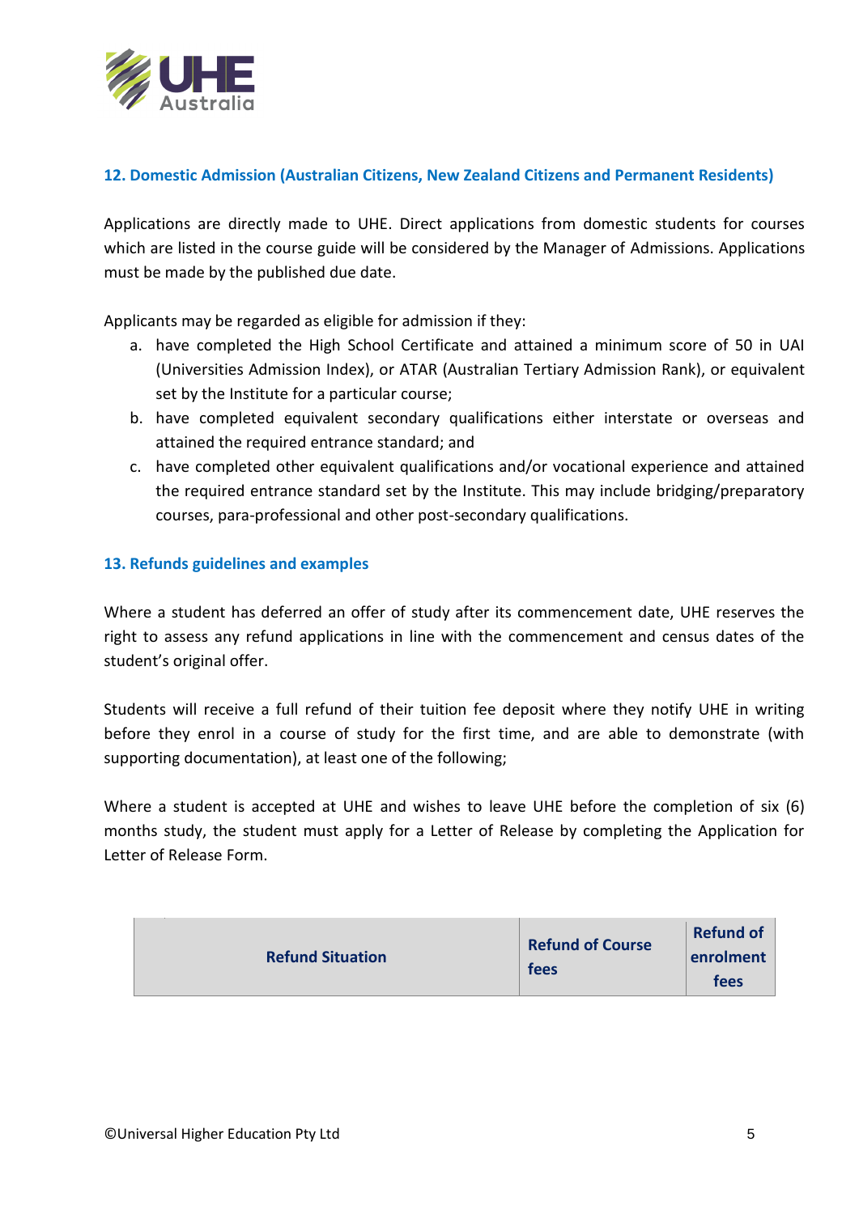## 12. Domestic Admission (Australian Citizens, New Zealand Citizens and Permanent Residents)

Applications are directly made to UHE. Direct applications from domestic students for courses which are listed in the course guide will be considered by the Manager of Admissions. Applications must be made by the published due date.

Applicants may be regarded as eligible for admission if they:

a. have completed the High School Certificate and attained a minimum score of 50 in UAI (Universities Admission Index), or ATAR (Australian Tertiary Admission Rank), or equivalent set by the Institute for a particular course;
b. have completed equivalent secondary qualifications either interstate or overseas and attained the required entrance standard; and
c. have completed other equivalent qualifications and/or vocational experience and attained the required entrance standard set by the Institute. This may include bridging/preparatory courses, para-professional and other post-secondary qualifications.

## 13. Refunds guidelines and examples

Where a student has deferred an offer of study after its commencement date, UHE reserves the right to assess any refund applications in line with the commencement and census dates of the student's original offer.

Students will receive a full refund of their tuition fee deposit where they notify UHE in writing before they enrol in a course of study for the first time, and are able to demonstrate (with supporting documentation), at least one of the following;

Where a student is accepted at UHE and wishes to leave UHE before the completion of six (6) months study, the student must apply for a Letter of Release by completing the Application for Letter of Release Form.

| Refund Situation | Refund of Course fees | Refund of enrolment fees |
|---|---|---|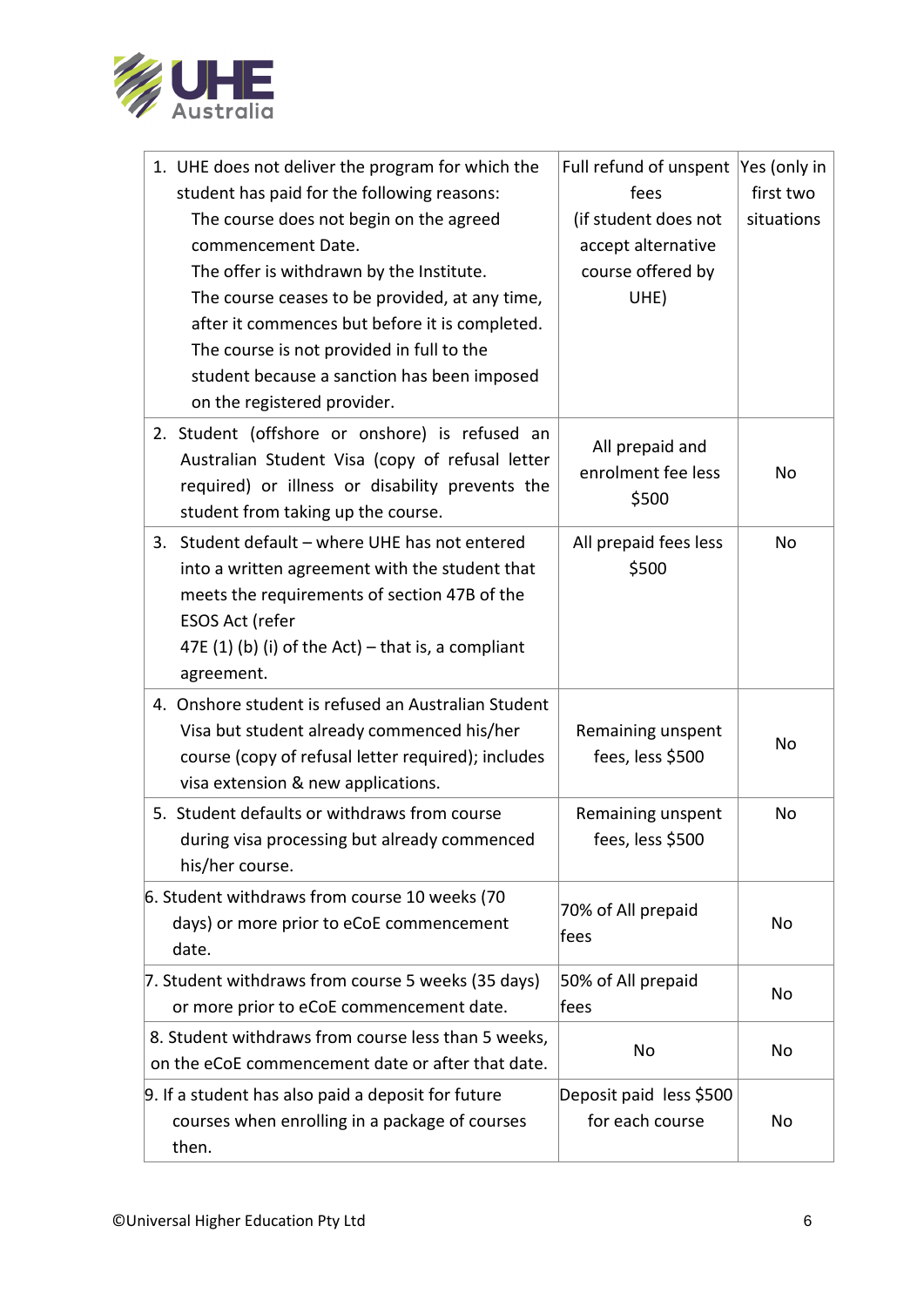| | | |
|---|---|---|
| 1. UHE does not deliver the program for which the student has paid for the following reasons: The course does not begin on the agreed commencement Date. The offer is withdrawn by the Institute. The course ceases to be provided, at any time, after it commences but before it is completed. The course is not provided in full to the student because a sanction has been imposed on the registered provider. | Full refund of unspent fees (if student does not accept alternative course offered by UHE) | Yes (only in first two situations |
| 2. Student (offshore or onshore) is refused an Australian Student Visa (copy of refusal letter required) or illness or disability prevents the student from taking up the course. | All prepaid and enrolment fee less $500 | No |
| 3. Student default – where UHE has not entered into a written agreement with the student that meets the requirements of section 47B of the ESOS Act (refer 47E (1) (b) (i) of the Act) – that is, a compliant agreement. | All prepaid fees less $500 | No |
| 4. Onshore student is refused an Australian Student Visa but student already commenced his/her course (copy of refusal letter required); includes visa extension & new applications. | Remaining unspent fees, less $500 | No |
| 5. Student defaults or withdraws from course during visa processing but already commenced his/her course. | Remaining unspent fees, less $500 | No |
| 6. Student withdraws from course 10 weeks (70 days) or more prior to eCoE commencement date. | 70% of All prepaid fees | No |
| 7. Student withdraws from course 5 weeks (35 days) or more prior to eCoE commencement date. | 50% of All prepaid fees | No |
| 8. Student withdraws from course less than 5 weeks, on the eCoE commencement date or after that date. | No | No |
| 9. If a student has also paid a deposit for future courses when enrolling in a package of courses then. | Deposit paid less $500 for each course | No |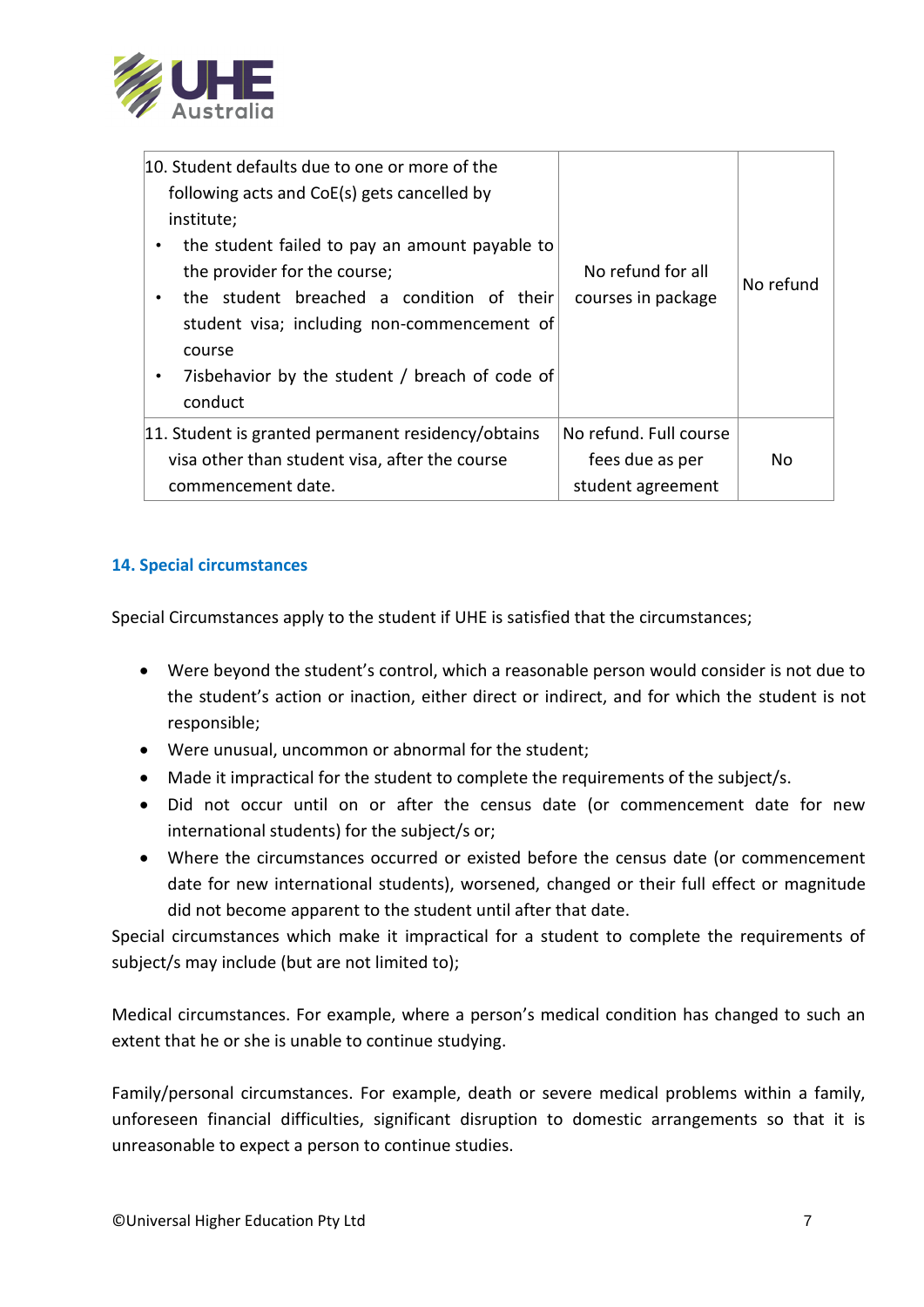| | | |
|---|---|---|
| 10. Student defaults due to one or more of the following acts and CoE(s) gets cancelled by institute;<br>• the student failed to pay an amount payable to the provider for the course;<br>• the student breached a condition of their student visa; including non-commencement of course<br>• 7isbehavior by the student / breach of code of conduct | No refund for all courses in package | No refund |
| 11. Student is granted permanent residency/obtains visa other than student visa, after the course commencement date. | No refund. Full course fees due as per student agreement | No |

## 14. Special circumstances

Special Circumstances apply to the student if UHE is satisfied that the circumstances;

- Were beyond the student's control, which a reasonable person would consider is not due to the student's action or inaction, either direct or indirect, and for which the student is not responsible;
- Were unusual, uncommon or abnormal for the student;
- Made it impractical for the student to complete the requirements of the subject/s.
- Did not occur until on or after the census date (or commencement date for new international students) for the subject/s or;
- Where the circumstances occurred or existed before the census date (or commencement date for new international students), worsened, changed or their full effect or magnitude did not become apparent to the student until after that date.

Special circumstances which make it impractical for a student to complete the requirements of subject/s may include (but are not limited to);

Medical circumstances. For example, where a person's medical condition has changed to such an extent that he or she is unable to continue studying.

Family/personal circumstances. For example, death or severe medical problems within a family, unforeseen financial difficulties, significant disruption to domestic arrangements so that it is unreasonable to expect a person to continue studies.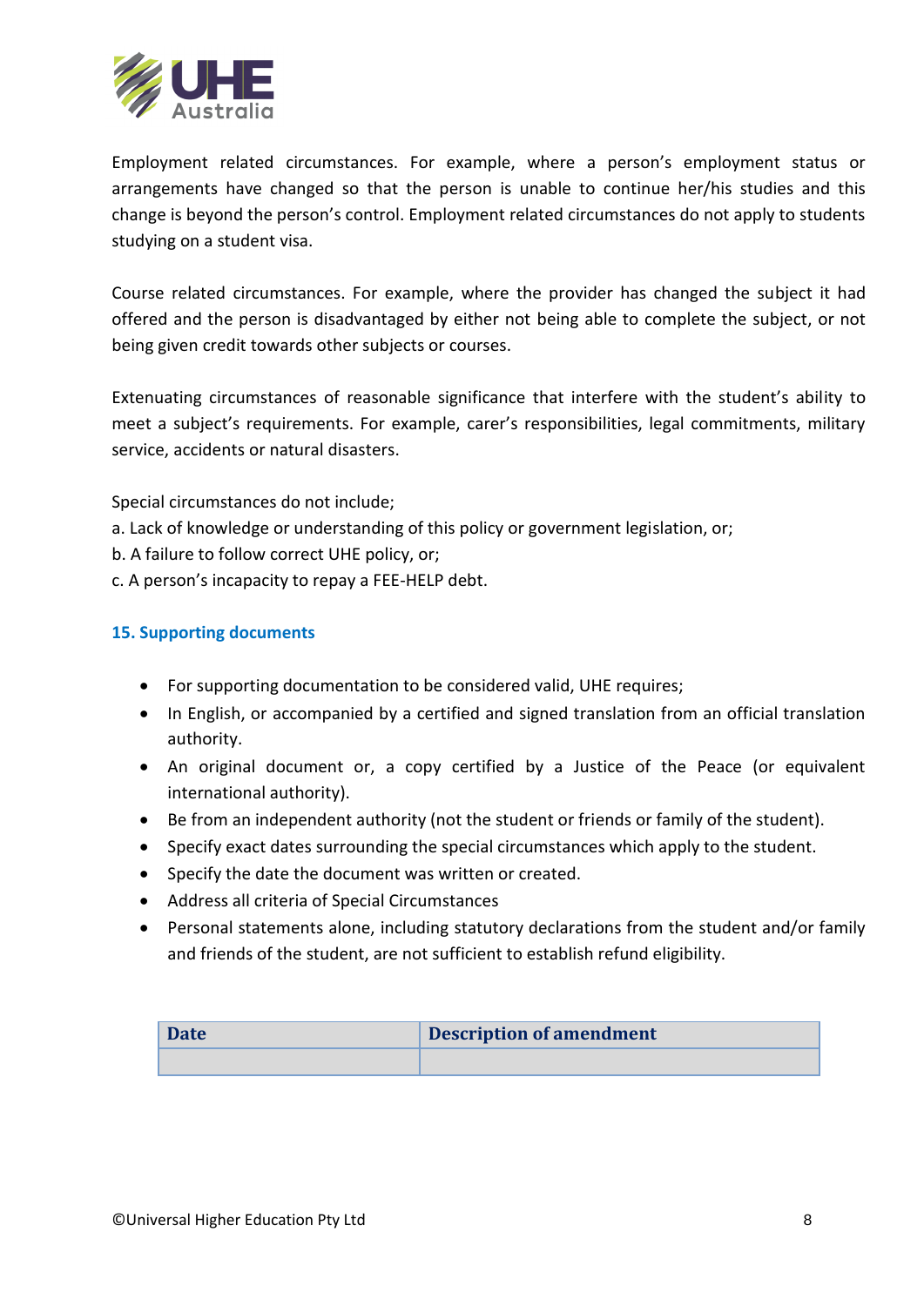Employment related circumstances. For example, where a person's employment status or arrangements have changed so that the person is unable to continue her/his studies and this change is beyond the person's control. Employment related circumstances do not apply to students studying on a student visa.

Course related circumstances. For example, where the provider has changed the subject it had offered and the person is disadvantaged by either not being able to complete the subject, or not being given credit towards other subjects or courses.

Extenuating circumstances of reasonable significance that interfere with the student's ability to meet a subject's requirements. For example, carer's responsibilities, legal commitments, military service, accidents or natural disasters.

Special circumstances do not include;
a. Lack of knowledge or understanding of this policy or government legislation, or;
b. A failure to follow correct UHE policy, or;
c. A person's incapacity to repay a FEE-HELP debt.

## 15. Supporting documents

- For supporting documentation to be considered valid, UHE requires;
- In English, or accompanied by a certified and signed translation from an official translation authority.
- An original document or, a copy certified by a Justice of the Peace (or equivalent international authority).
- Be from an independent authority (not the student or friends or family of the student).
- Specify exact dates surrounding the special circumstances which apply to the student.
- Specify the date the document was written or created.
- Address all criteria of Special Circumstances
- Personal statements alone, including statutory declarations from the student and/or family and friends of the student, are not sufficient to establish refund eligibility.

| Date | Description of amendment |
| --- | --- |
| | |